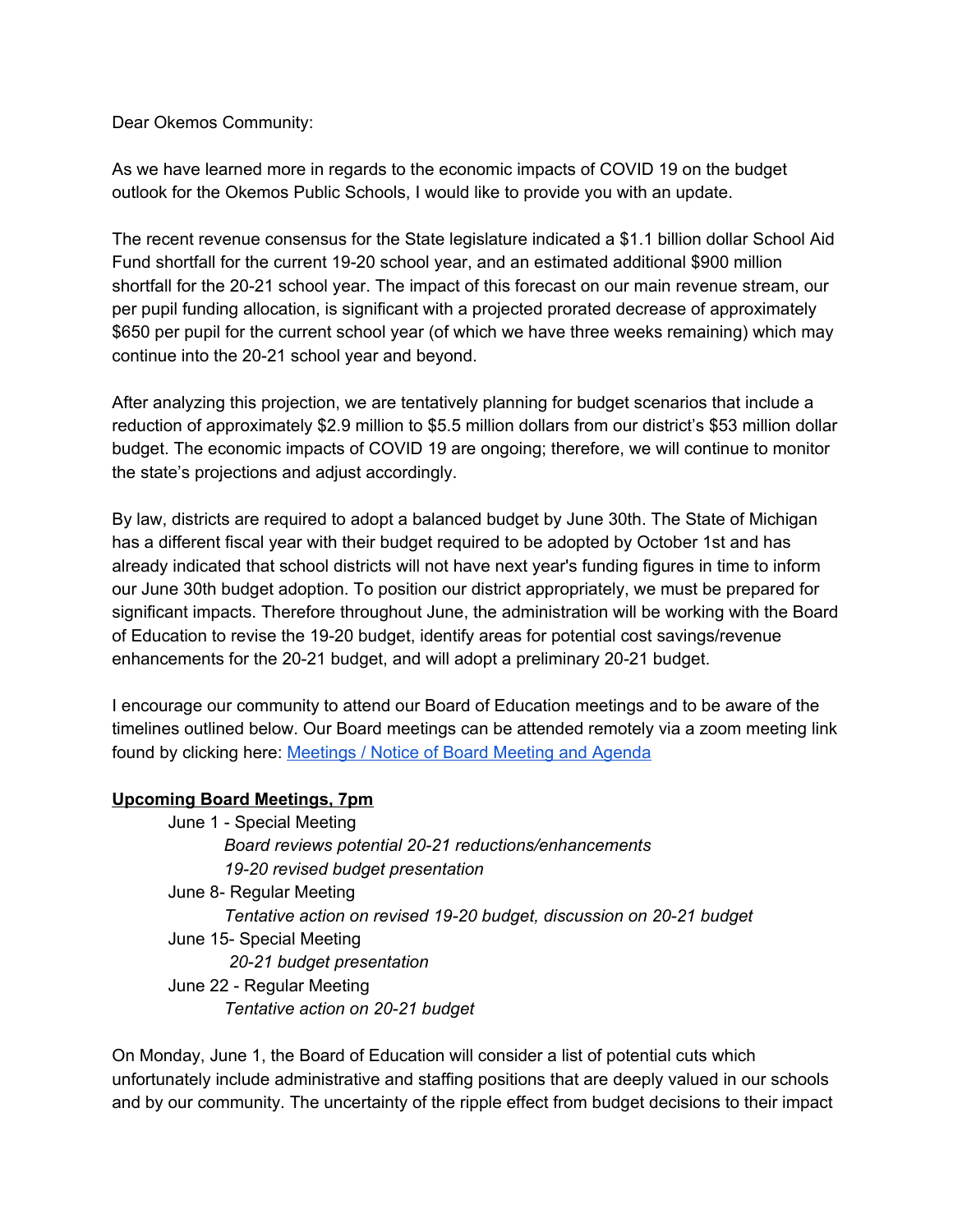Dear Okemos Community:

As we have learned more in regards to the economic impacts of COVID 19 on the budget outlook for the Okemos Public Schools, I would like to provide you with an update.

The recent revenue consensus for the State legislature indicated a $1.1 billion dollar School Aid Fund shortfall for the current 19-20 school year, and an estimated additional $900 million shortfall for the 20-21 school year. The impact of this forecast on our main revenue stream, our per pupil funding allocation, is significant with a projected prorated decrease of approximately $650 per pupil for the current school year (of which we have three weeks remaining) which may continue into the 20-21 school year and beyond.

After analyzing this projection, we are tentatively planning for budget scenarios that include a reduction of approximately $2.9 million to $5.5 million dollars from our district's $53 million dollar budget. The economic impacts of COVID 19 are ongoing; therefore, we will continue to monitor the state's projections and adjust accordingly.

By law, districts are required to adopt a balanced budget by June 30th. The State of Michigan has a different fiscal year with their budget required to be adopted by October 1st and has already indicated that school districts will not have next year's funding figures in time to inform our June 30th budget adoption. To position our district appropriately, we must be prepared for significant impacts. Therefore throughout June, the administration will be working with the Board of Education to revise the 19-20 budget, identify areas for potential cost savings/revenue enhancements for the 20-21 budget, and will adopt a preliminary 20-21 budget.

I encourage our community to attend our Board of Education meetings and to be aware of the timelines outlined below. Our Board meetings can be attended remotely via a zoom meeting link found by clicking here: [Meetings / Notice of Board Meeting and Agenda]

**Upcoming Board Meetings, 7pm**

- June 1 - Special Meeting
  - *Board reviews potential 20-21 reductions/enhancements*
  - *19-20 revised budget presentation*
- June 8- Regular Meeting
  - *Tentative action on revised 19-20 budget, discussion on 20-21 budget*
- June 15- Special Meeting
  - *20-21 budget presentation*
- June 22 - Regular Meeting
  - *Tentative action on 20-21 budget*

On Monday, June 1, the Board of Education will consider a list of potential cuts which unfortunately include administrative and staffing positions that are deeply valued in our schools and by our community. The uncertainty of the ripple effect from budget decisions to their impact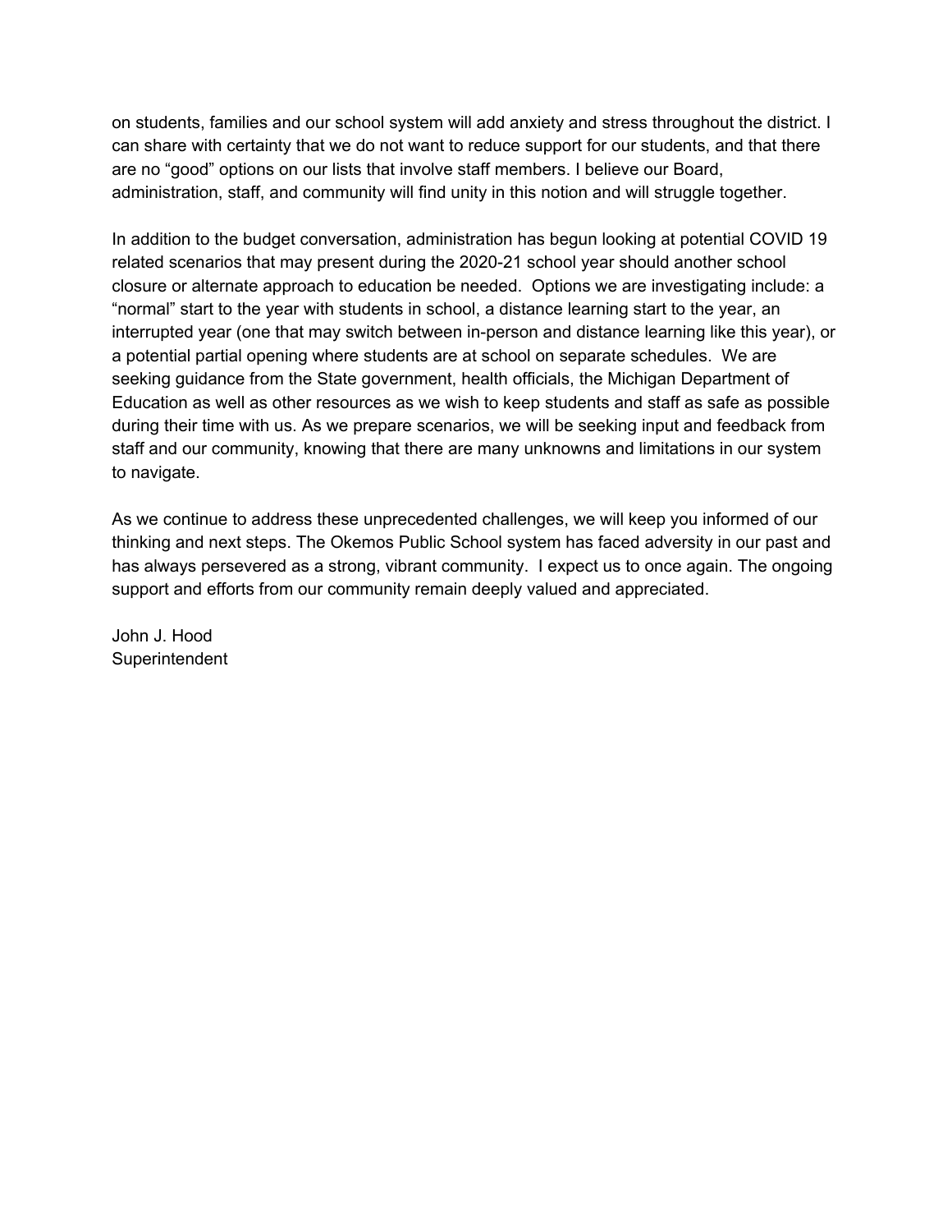on students, families and our school system will add anxiety and stress throughout the district. I can share with certainty that we do not want to reduce support for our students, and that there are no "good" options on our lists that involve staff members. I believe our Board, administration, staff, and community will find unity in this notion and will struggle together.

In addition to the budget conversation, administration has begun looking at potential COVID 19 related scenarios that may present during the 2020-21 school year should another school closure or alternate approach to education be needed. Options we are investigating include: a "normal" start to the year with students in school, a distance learning start to the year, an interrupted year (one that may switch between in-person and distance learning like this year), or a potential partial opening where students are at school on separate schedules. We are seeking guidance from the State government, health officials, the Michigan Department of Education as well as other resources as we wish to keep students and staff as safe as possible during their time with us. As we prepare scenarios, we will be seeking input and feedback from staff and our community, knowing that there are many unknowns and limitations in our system to navigate.

As we continue to address these unprecedented challenges, we will keep you informed of our thinking and next steps. The Okemos Public School system has faced adversity in our past and has always persevered as a strong, vibrant community. I expect us to once again. The ongoing support and efforts from our community remain deeply valued and appreciated.

John J. Hood
Superintendent